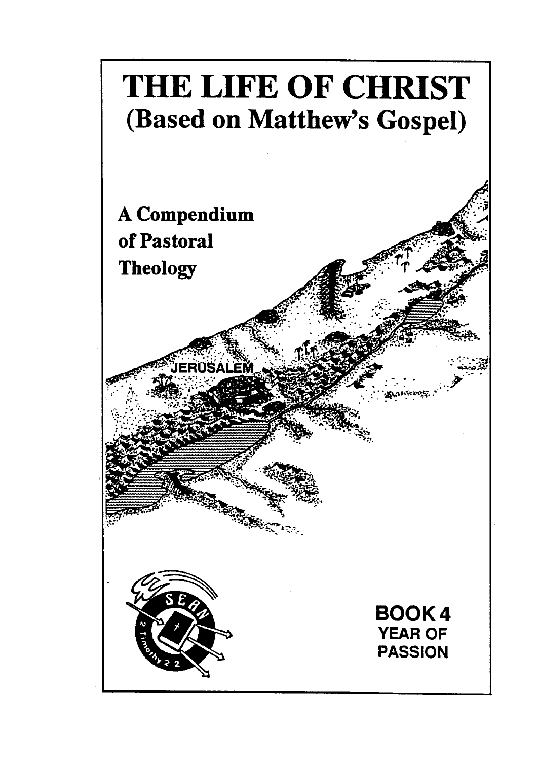# THE LIFE OF CHRIST
## (Based on Matthew's Gospel)

**A Compendium of Pastoral Theology**

**BOOK 4**
**YEAR OF PASSION**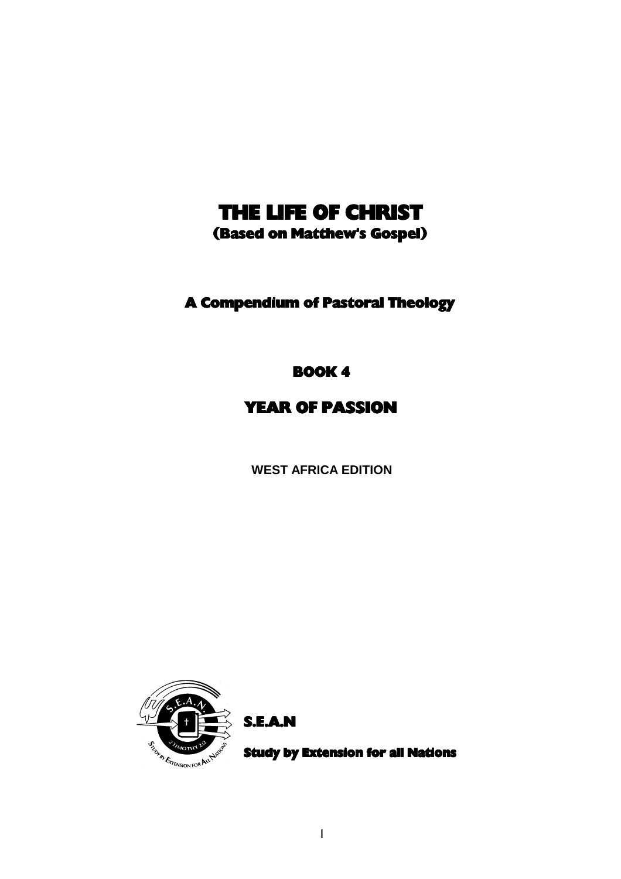# THE LIFE OF CHRIST

## (Based on Matthew's Gospel)

## A Compendium of Pastoral Theology

## BOOK 4

## YEAR OF PASSION

**WEST AFRICA EDITION**

**S.E.A.N**

**Study by Extension for all Nations**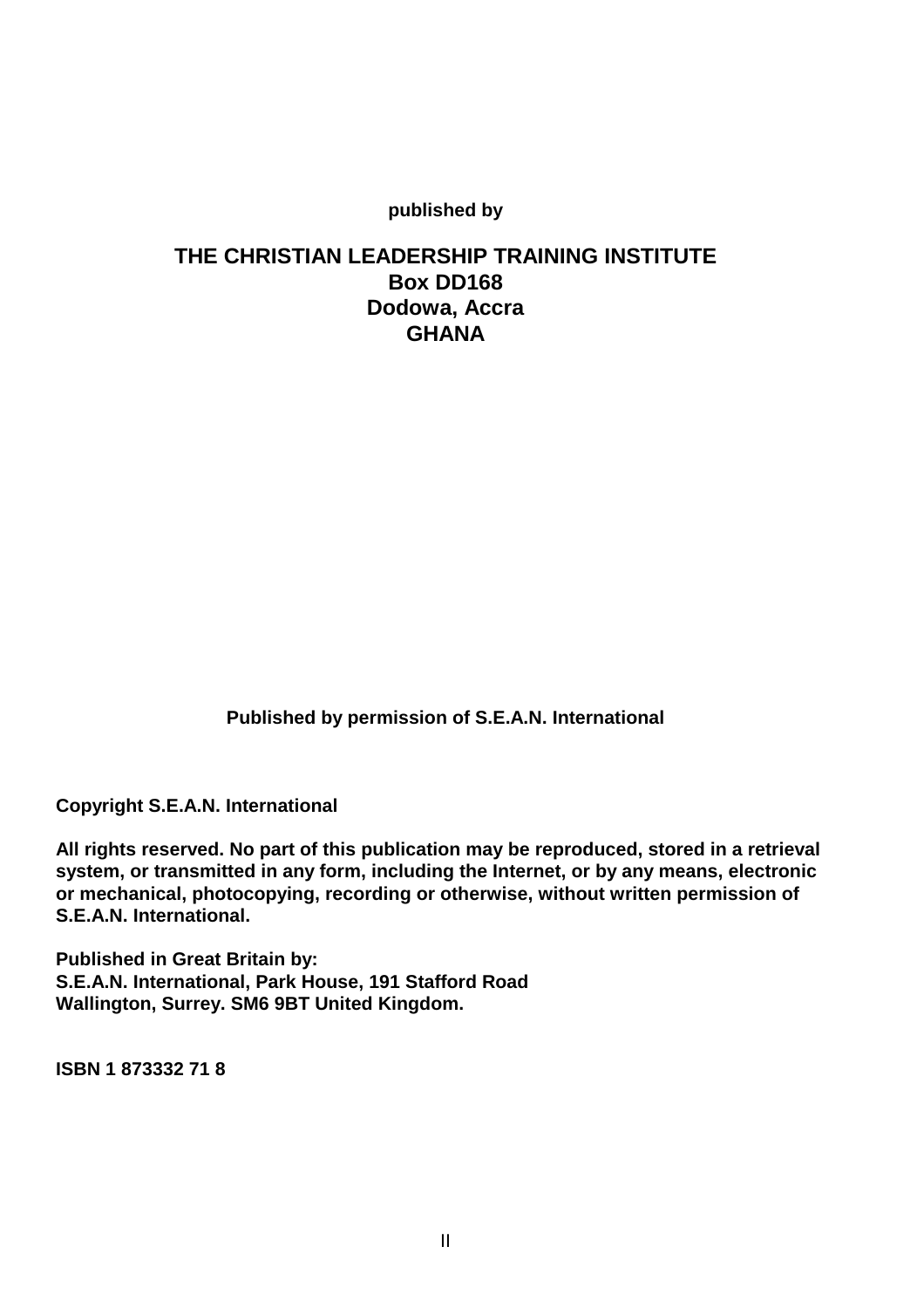**published by**

**THE CHRISTIAN LEADERSHIP TRAINING INSTITUTE**
**Box DD168**
**Dodowa, Accra**
**GHANA**

**Published by permission of S.E.A.N. International**

**Copyright S.E.A.N. International**

**All rights reserved. No part of this publication may be reproduced, stored in a retrieval system, or transmitted in any form, including the Internet, or by any means, electronic or mechanical, photocopying, recording or otherwise, without written permission of S.E.A.N. International.**

**Published in Great Britain by:**
**S.E.A.N. International, Park House, 191 Stafford Road**
**Wallington, Surrey. SM6 9BT United Kingdom.**

**ISBN 1 873332 71 8**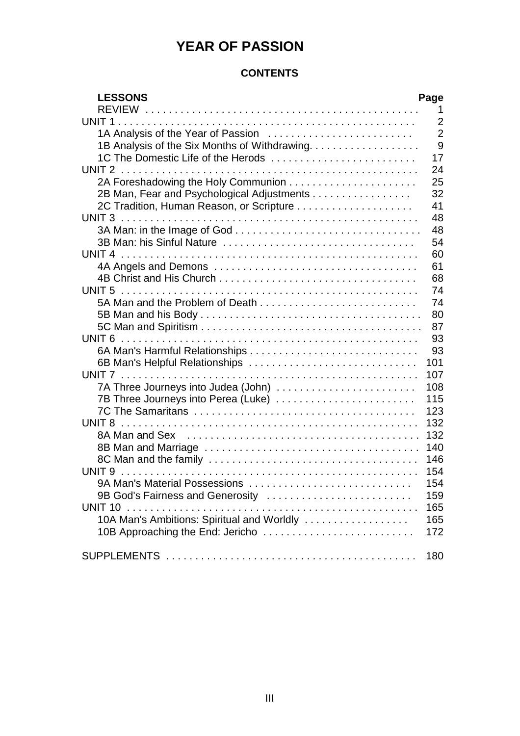# YEAR OF PASSION

## CONTENTS

| LESSONS | Page |
|---|---|
| REVIEW | 1 |
| UNIT 1 | 2 |
| 1A Analysis of the Year of Passion | 2 |
| 1B Analysis of the Six Months of Withdrawing. | 9 |
| 1C The Domestic Life of the Herods | 17 |
| UNIT 2 | 24 |
| 2A Foreshadowing the Holy Communion | 25 |
| 2B Man, Fear and Psychological Adjustments | 32 |
| 2C Tradition, Human Reason, or Scripture | 41 |
| UNIT 3 | 48 |
| 3A Man: in the Image of God | 48 |
| 3B Man: his Sinful Nature | 54 |
| UNIT 4 | 60 |
| 4A Angels and Demons | 61 |
| 4B Christ and His Church | 68 |
| UNIT 5 | 74 |
| 5A Man and the Problem of Death | 74 |
| 5B Man and his Body | 80 |
| 5C Man and Spiritism | 87 |
| UNIT 6 | 93 |
| 6A Man's Harmful Relationships | 93 |
| 6B Man's Helpful Relationships | 101 |
| UNIT 7 | 107 |
| 7A Three Journeys into Judea (John) | 108 |
| 7B Three Journeys into Perea (Luke) | 115 |
| 7C The Samaritans | 123 |
| UNIT 8 | 132 |
| 8A Man and Sex | 132 |
| 8B Man and Marriage | 140 |
| 8C Man and the family | 146 |
| UNIT 9 | 154 |
| 9A Man's Material Possessions | 154 |
| 9B God's Fairness and Generosity | 159 |
| UNIT 10 | 165 |
| 10A Man's Ambitions: Spiritual and Worldly | 165 |
| 10B Approaching the End: Jericho | 172 |
| SUPPLEMENTS | 180 |